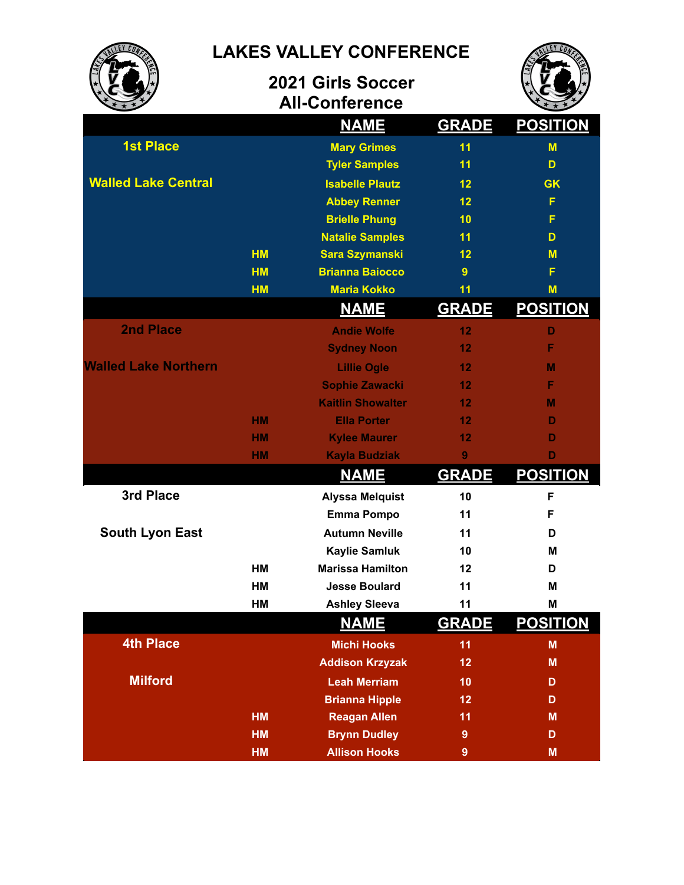# LAKES VALLEY CONFERENCE

## 2021 Girls Soccer All-Conference

| | | NAME | GRADE | POSITION |
|---|---|---|---|---|
| 1st Place | | Mary Grimes | 11 | M |
| | | Tyler Samples | 11 | D |
| Walled Lake Central | | Isabelle Plautz | 12 | GK |
| | | Abbey Renner | 12 | F |
| | | Brielle Phung | 10 | F |
| | | Natalie Samples | 11 | D |
| | HM | Sara Szymanski | 12 | M |
| | HM | Brianna Baiocco | 9 | F |
| | HM | Maria Kokko | 11 | M |

| | | NAME | GRADE | POSITION |
|---|---|---|---|---|
| 2nd Place | | Andie Wolfe | 12 | D |
| | | Sydney Noon | 12 | F |
| Walled Lake Northern | | Lillie Ogle | 12 | M |
| | | Sophie Zawacki | 12 | F |
| | | Kaitlin Showalter | 12 | M |
| | HM | Ella Porter | 12 | D |
| | HM | Kylee Maurer | 12 | D |
| | HM | Kayla Budziak | 9 | D |

| | | NAME | GRADE | POSITION |
|---|---|---|---|---|
| 3rd Place | | Alyssa Melquist | 10 | F |
| | | Emma Pompo | 11 | F |
| South Lyon East | | Autumn Neville | 11 | D |
| | | Kaylie Samluk | 10 | M |
| | HM | Marissa Hamilton | 12 | D |
| | HM | Jesse Boulard | 11 | M |
| | HM | Ashley Sleeva | 11 | M |

| | | NAME | GRADE | POSITION |
|---|---|---|---|---|
| 4th Place | | Michi Hooks | 11 | M |
| | | Addison Krzyzak | 12 | M |
| Milford | | Leah Merriam | 10 | D |
| | | Brianna Hipple | 12 | D |
| | HM | Reagan Allen | 11 | M |
| | HM | Brynn Dudley | 9 | D |
| | HM | Allison Hooks | 9 | M |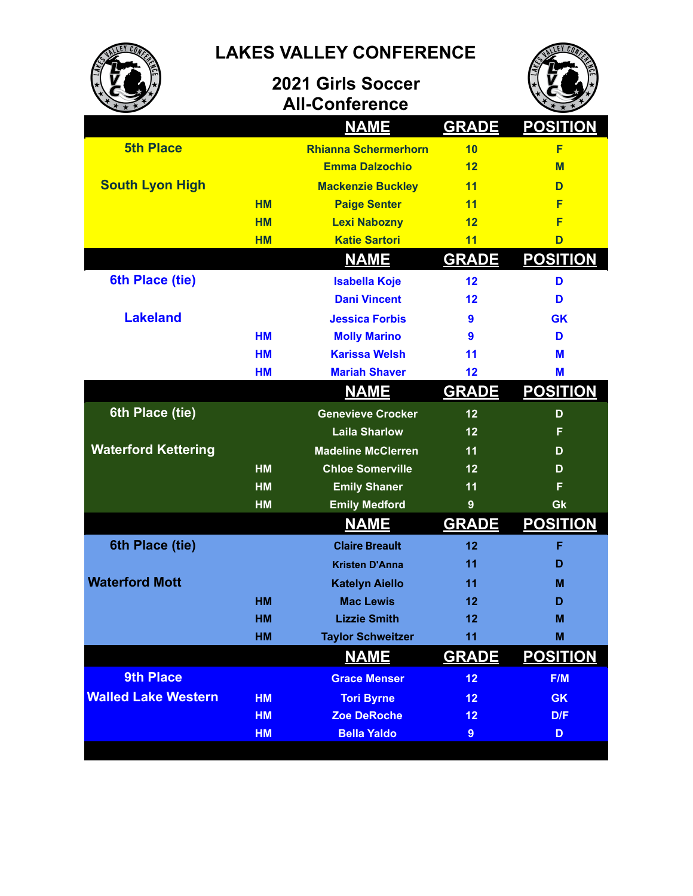# LAKES VALLEY CONFERENCE

## 2021 Girls Soccer All-Conference

| | | NAME | GRADE | POSITION |
|---|---|---|---|---|
| 5th Place | | Rhianna Schermerhorn | 10 | F |
| | | Emma Dalzochio | 12 | M |
| South Lyon High | | Mackenzie Buckley | 11 | D |
| | HM | Paige Senter | 11 | F |
| | HM | Lexi Nabozny | 12 | F |
| | HM | Katie Sartori | 11 | D |

| | | NAME | GRADE | POSITION |
|---|---|---|---|---|
| 6th Place (tie) | | Isabella Koje | 12 | D |
| | | Dani Vincent | 12 | D |
| Lakeland | | Jessica Forbis | 9 | GK |
| | HM | Molly Marino | 9 | D |
| | HM | Karissa Welsh | 11 | M |
| | HM | Mariah Shaver | 12 | M |

| | | NAME | GRADE | POSITION |
|---|---|---|---|---|
| 6th Place (tie) | | Genevieve Crocker | 12 | D |
| | | Laila Sharlow | 12 | F |
| Waterford Kettering | | Madeline McClerren | 11 | D |
| | HM | Chloe Somerville | 12 | D |
| | HM | Emily Shaner | 11 | F |
| | HM | Emily Medford | 9 | Gk |

| | | NAME | GRADE | POSITION |
|---|---|---|---|---|
| 6th Place (tie) | | Claire Breault | 12 | F |
| | | Kristen D'Anna | 11 | D |
| Waterford Mott | | Katelyn Aiello | 11 | M |
| | HM | Mac Lewis | 12 | D |
| | HM | Lizzie Smith | 12 | M |
| | HM | Taylor Schweitzer | 11 | M |

| | | NAME | GRADE | POSITION |
|---|---|---|---|---|
| 9th Place | | Grace Menser | 12 | F/M |
| Walled Lake Western | HM | Tori Byrne | 12 | GK |
| | HM | Zoe DeRoche | 12 | D/F |
| | HM | Bella Yaldo | 9 | D |